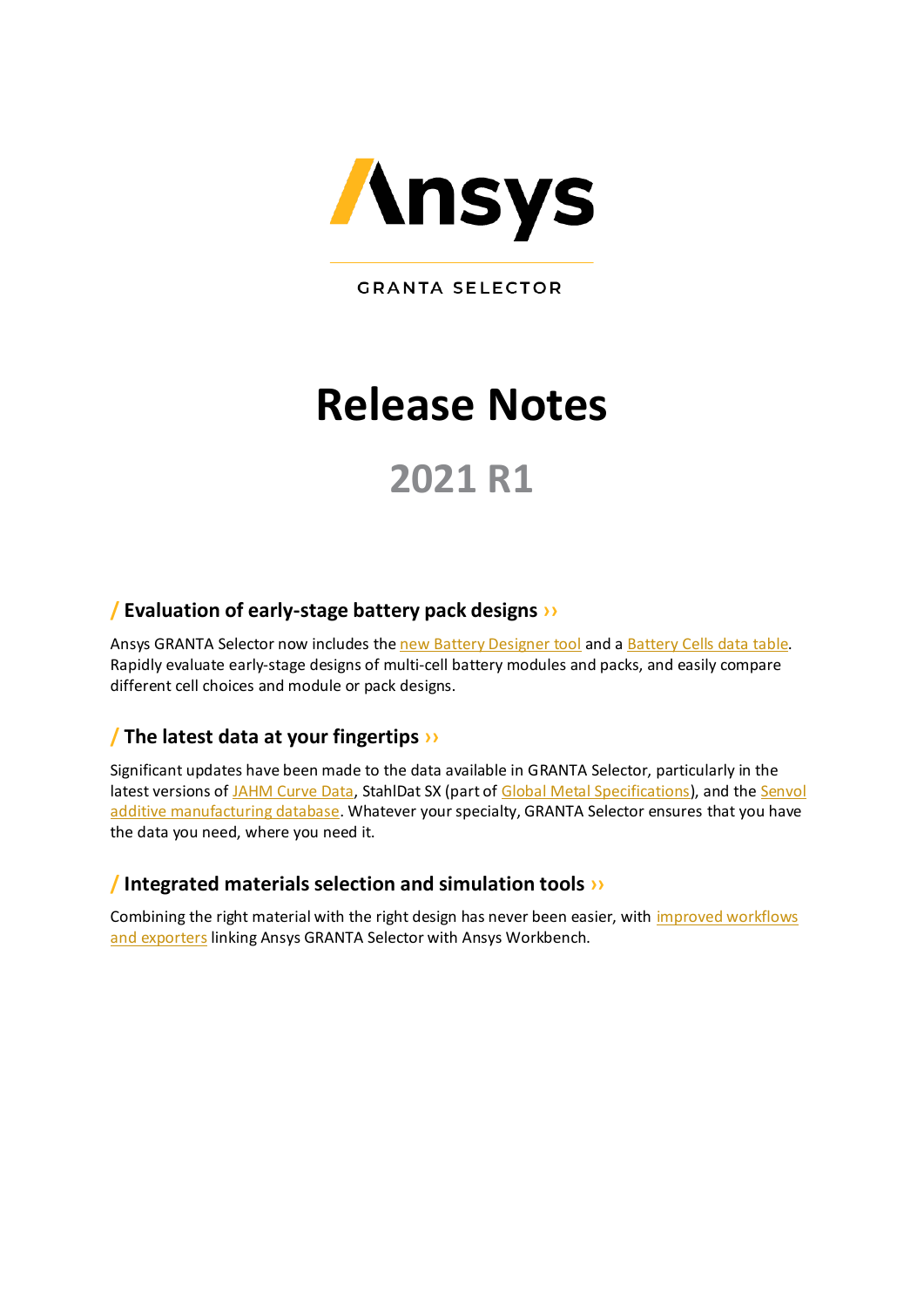Ansys

GRANTA SELECTOR

# Release Notes

## 2021 R1

### / Evaluation of early-stage battery pack designs ››

Ansys GRANTA Selector now includes the new Battery Designer tool and a Battery Cells data table. Rapidly evaluate early-stage designs of multi-cell battery modules and packs, and easily compare different cell choices and module or pack designs.

### / The latest data at your fingertips ››

Significant updates have been made to the data available in GRANTA Selector, particularly in the latest versions of JAHM Curve Data, StahlDat SX (part of Global Metal Specifications), and the Senvol additive manufacturing database. Whatever your specialty, GRANTA Selector ensures that you have the data you need, where you need it.

### / Integrated materials selection and simulation tools ››

Combining the right material with the right design has never been easier, with improved workflows and exporters linking Ansys GRANTA Selector with Ansys Workbench.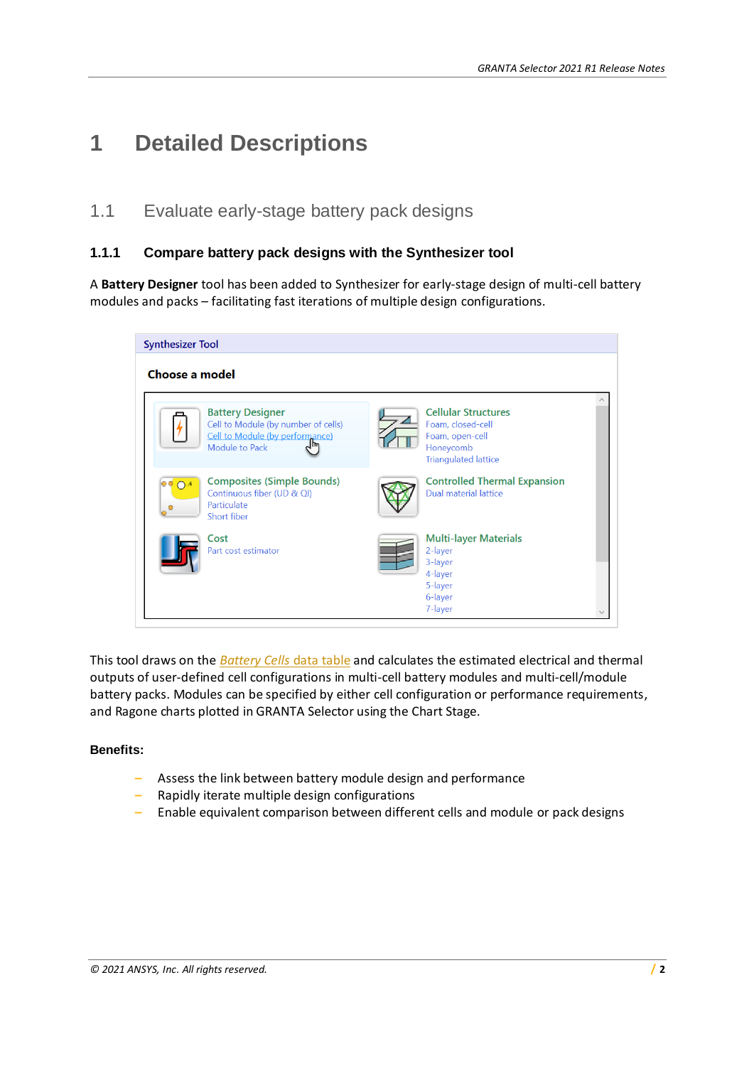# 1 Detailed Descriptions

## 1.1 Evaluate early-stage battery pack designs

### 1.1.1 Compare battery pack designs with the Synthesizer tool

A **Battery Designer** tool has been added to Synthesizer for early-stage design of multi-cell battery modules and packs – facilitating fast iterations of multiple design configurations.

Synthesizer Tool

**Choose a model**

- Battery Designer
  - Cell to Module (by number of cells)
  - Cell to Module (by performance)
  - Module to Pack
- Cellular Structures
  - Foam, closed-cell
  - Foam, open-cell
  - Honeycomb
  - Triangulated lattice
- Composites (Simple Bounds)
  - Continuous fiber (UD & QI)
  - Particulate
  - Short fiber
- Controlled Thermal Expansion
  - Dual material lattice
- Cost
  - Part cost estimator
- Multi-layer Materials
  - 2-layer
  - 3-layer
  - 4-layer
  - 5-layer
  - 6-layer
  - 7-layer

This tool draws on the *Battery Cells* data table and calculates the estimated electrical and thermal outputs of user-defined cell configurations in multi-cell battery modules and multi-cell/module battery packs. Modules can be specified by either cell configuration or performance requirements, and Ragone charts plotted in GRANTA Selector using the Chart Stage.

**Benefits:**

- Assess the link between battery module design and performance
- Rapidly iterate multiple design configurations
- Enable equivalent comparison between different cells and module or pack designs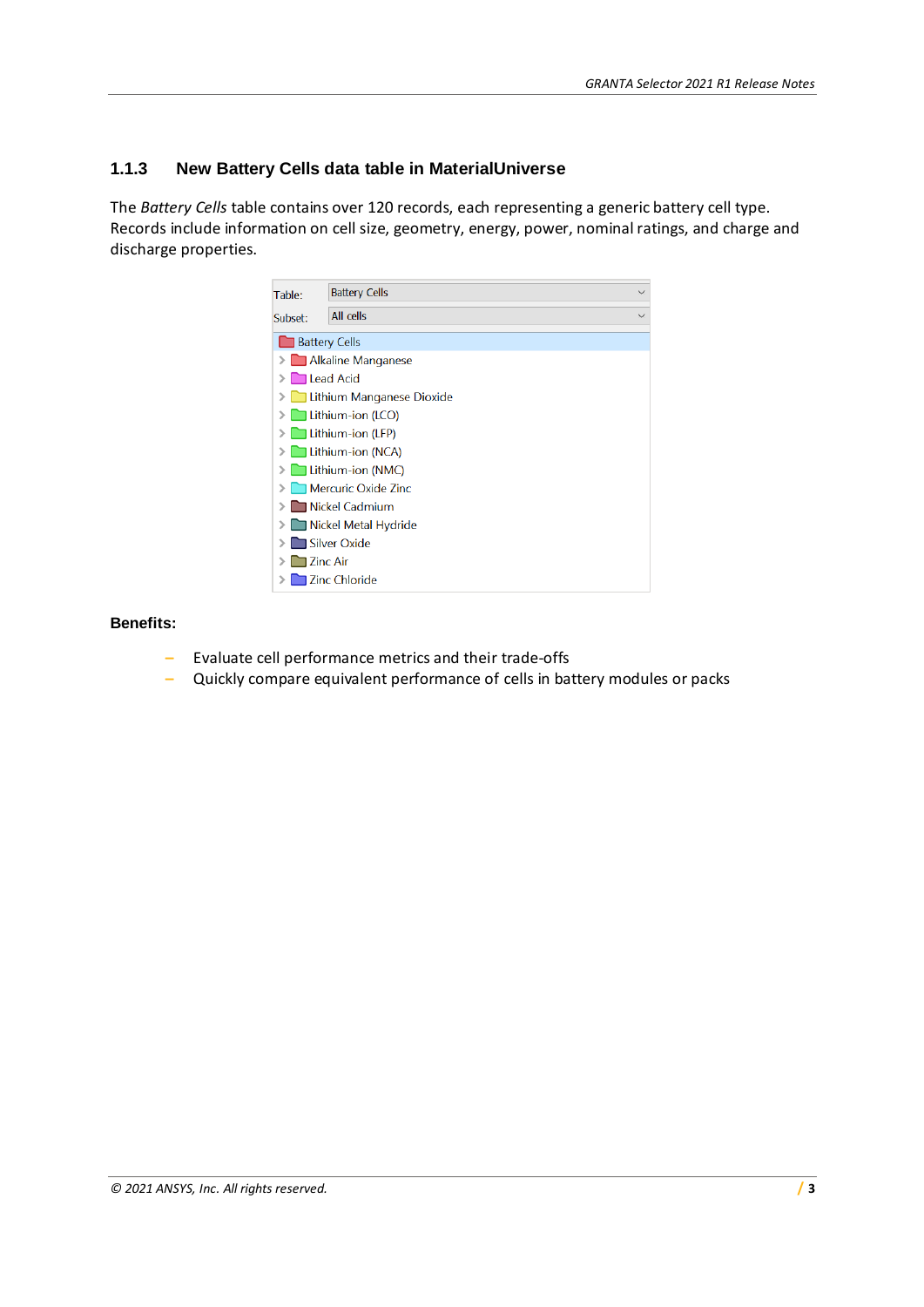### 1.1.3 New Battery Cells data table in MaterialUniverse

The *Battery Cells* table contains over 120 records, each representing a generic battery cell type. Records include information on cell size, geometry, energy, power, nominal ratings, and charge and discharge properties.

Table: Battery Cells
Subset: All cells

- Battery Cells
  - Alkaline Manganese
  - Lead Acid
  - Lithium Manganese Dioxide
  - Lithium-ion (LCO)
  - Lithium-ion (LFP)
  - Lithium-ion (NCA)
  - Lithium-ion (NMC)
  - Mercuric Oxide Zinc
  - Nickel Cadmium
  - Nickel Metal Hydride
  - Silver Oxide
  - Zinc Air
  - Zinc Chloride

**Benefits:**

- Evaluate cell performance metrics and their trade-offs
- Quickly compare equivalent performance of cells in battery modules or packs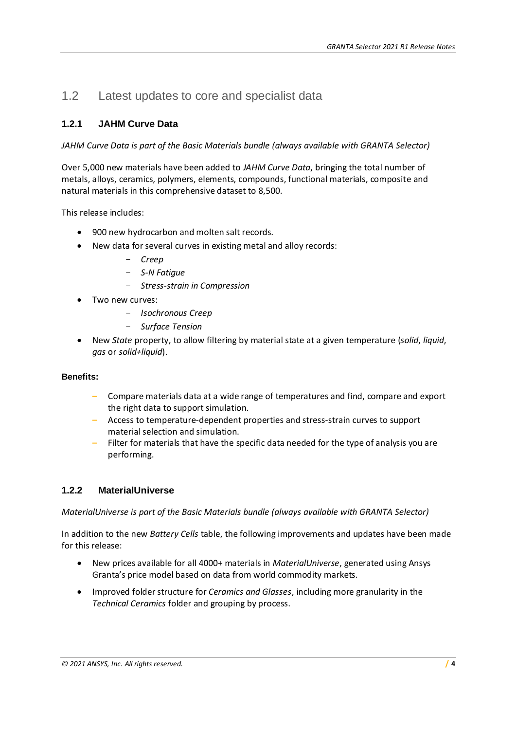## 1.2 Latest updates to core and specialist data

### 1.2.1 JAHM Curve Data

*JAHM Curve Data is part of the Basic Materials bundle (always available with GRANTA Selector)*

Over 5,000 new materials have been added to *JAHM Curve Data*, bringing the total number of metals, alloys, ceramics, polymers, elements, compounds, functional materials, composite and natural materials in this comprehensive dataset to 8,500.

This release includes:

- 900 new hydrocarbon and molten salt records.
- New data for several curves in existing metal and alloy records:
    - *Creep*
    - *S-N Fatigue*
    - *Stress-strain in Compression*
- Two new curves:
    - *Isochronous Creep*
    - *Surface Tension*
- New *State* property, to allow filtering by material state at a given temperature (*solid*, *liquid*, *gas* or *solid+liquid*).

**Benefits:**

- Compare materials data at a wide range of temperatures and find, compare and export the right data to support simulation.
- Access to temperature-dependent properties and stress-strain curves to support material selection and simulation.
- Filter for materials that have the specific data needed for the type of analysis you are performing.

### 1.2.2 MaterialUniverse

*MaterialUniverse is part of the Basic Materials bundle (always available with GRANTA Selector)*

In addition to the new *Battery Cells* table, the following improvements and updates have been made for this release:

- New prices available for all 4000+ materials in *MaterialUniverse*, generated using Ansys Granta's price model based on data from world commodity markets.
- Improved folder structure for *Ceramics and Glasses*, including more granularity in the *Technical Ceramics* folder and grouping by process.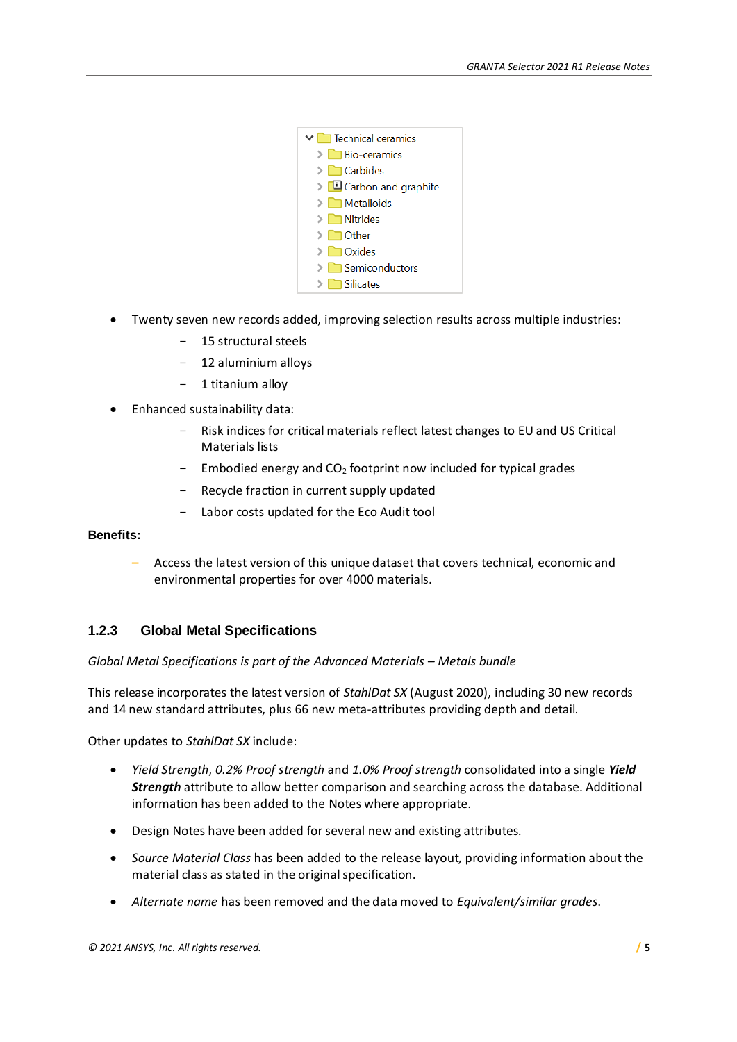- Technical ceramics
  - Bio-ceramics
  - Carbides
  - Carbon and graphite
  - Metalloids
  - Nitrides
  - Other
  - Oxides
  - Semiconductors
  - Silicates

- Twenty seven new records added, improving selection results across multiple industries:
  - 15 structural steels
  - 12 aluminium alloys
  - 1 titanium alloy
- Enhanced sustainability data:
  - Risk indices for critical materials reflect latest changes to EU and US Critical Materials lists
  - Embodied energy and $CO_2$ footprint now included for typical grades
  - Recycle fraction in current supply updated
  - Labor costs updated for the Eco Audit tool

**Benefits:**

- Access the latest version of this unique dataset that covers technical, economic and environmental properties for over 4000 materials.

### 1.2.3 Global Metal Specifications

*Global Metal Specifications is part of the Advanced Materials – Metals bundle*

This release incorporates the latest version of *StahlDat SX* (August 2020), including 30 new records and 14 new standard attributes, plus 66 new meta-attributes providing depth and detail.

Other updates to *StahlDat SX* include:

- *Yield Strength*, *0.2% Proof strength* and *1.0% Proof strength* consolidated into a single ***Yield Strength*** attribute to allow better comparison and searching across the database. Additional information has been added to the Notes where appropriate.
- Design Notes have been added for several new and existing attributes.
- *Source Material Class* has been added to the release layout, providing information about the material class as stated in the original specification.
- *Alternate name* has been removed and the data moved to *Equivalent/similar grades*.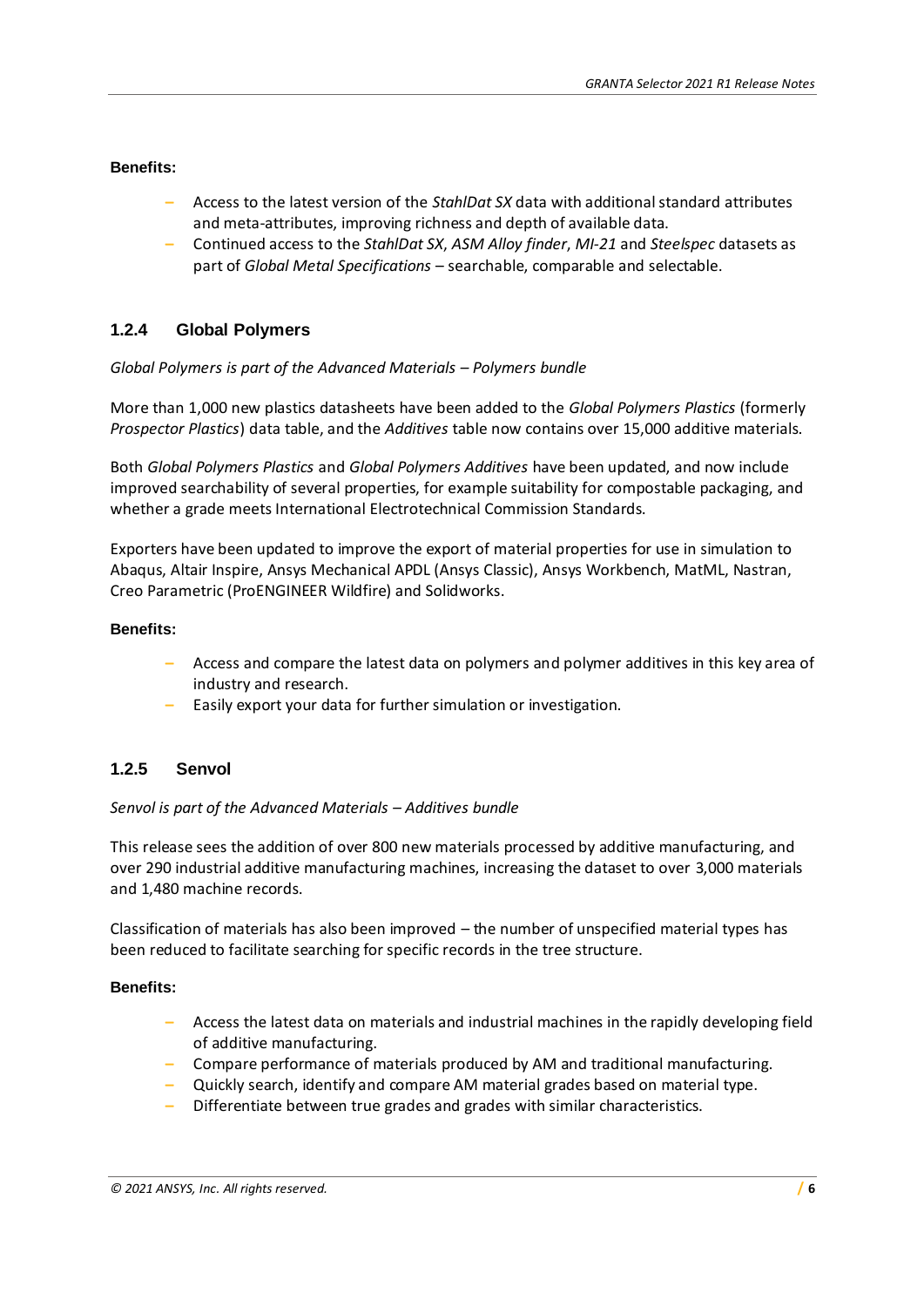**Benefits:**

- Access to the latest version of the *StahlDat SX* data with additional standard attributes and meta-attributes, improving richness and depth of available data.
- Continued access to the *StahlDat SX*, *ASM Alloy finder*, *MI-21* and *Steelspec* datasets as part of *Global Metal Specifications* – searchable, comparable and selectable.

### 1.2.4 Global Polymers

*Global Polymers is part of the Advanced Materials – Polymers bundle*

More than 1,000 new plastics datasheets have been added to the *Global Polymers Plastics* (formerly *Prospector Plastics*) data table, and the *Additives* table now contains over 15,000 additive materials.

Both *Global Polymers Plastics* and *Global Polymers Additives* have been updated, and now include improved searchability of several properties, for example suitability for compostable packaging, and whether a grade meets International Electrotechnical Commission Standards.

Exporters have been updated to improve the export of material properties for use in simulation to Abaqus, Altair Inspire, Ansys Mechanical APDL (Ansys Classic), Ansys Workbench, MatML, Nastran, Creo Parametric (ProENGINEER Wildfire) and Solidworks.

**Benefits:**

- Access and compare the latest data on polymers and polymer additives in this key area of industry and research.
- Easily export your data for further simulation or investigation.

### 1.2.5 Senvol

*Senvol is part of the Advanced Materials – Additives bundle*

This release sees the addition of over 800 new materials processed by additive manufacturing, and over 290 industrial additive manufacturing machines, increasing the dataset to over 3,000 materials and 1,480 machine records.

Classification of materials has also been improved – the number of unspecified material types has been reduced to facilitate searching for specific records in the tree structure.

**Benefits:**

- Access the latest data on materials and industrial machines in the rapidly developing field of additive manufacturing.
- Compare performance of materials produced by AM and traditional manufacturing.
- Quickly search, identify and compare AM material grades based on material type.
- Differentiate between true grades and grades with similar characteristics.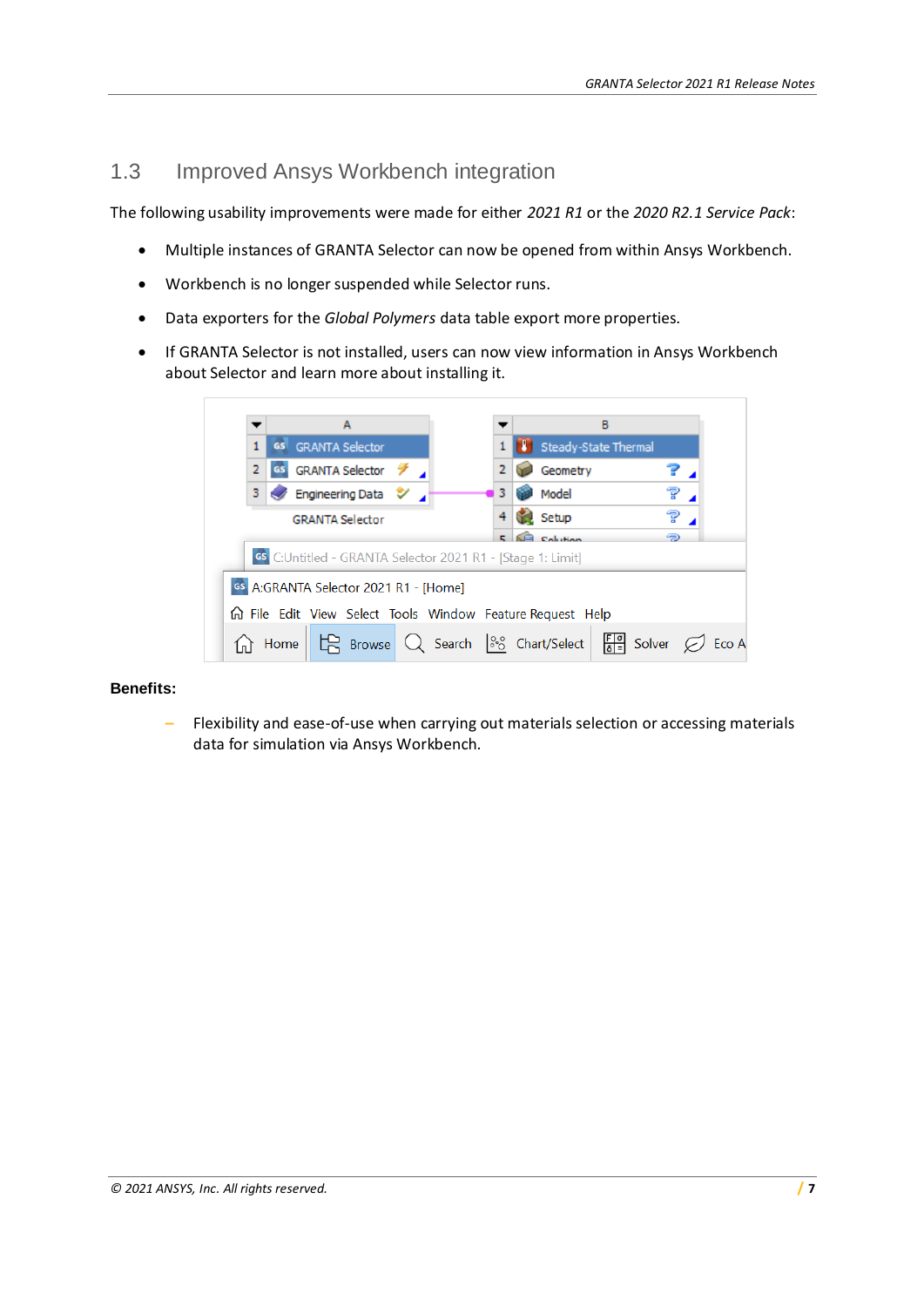## 1.3 Improved Ansys Workbench integration

The following usability improvements were made for either *2021 R1* or the *2020 R2.1 Service Pack*:

- Multiple instances of GRANTA Selector can now be opened from within Ansys Workbench.
- Workbench is no longer suspended while Selector runs.
- Data exporters for the *Global Polymers* data table export more properties.
- If GRANTA Selector is not installed, users can now view information in Ansys Workbench about Selector and learn more about installing it.

**Benefits:**

- Flexibility and ease-of-use when carrying out materials selection or accessing materials data for simulation via Ansys Workbench.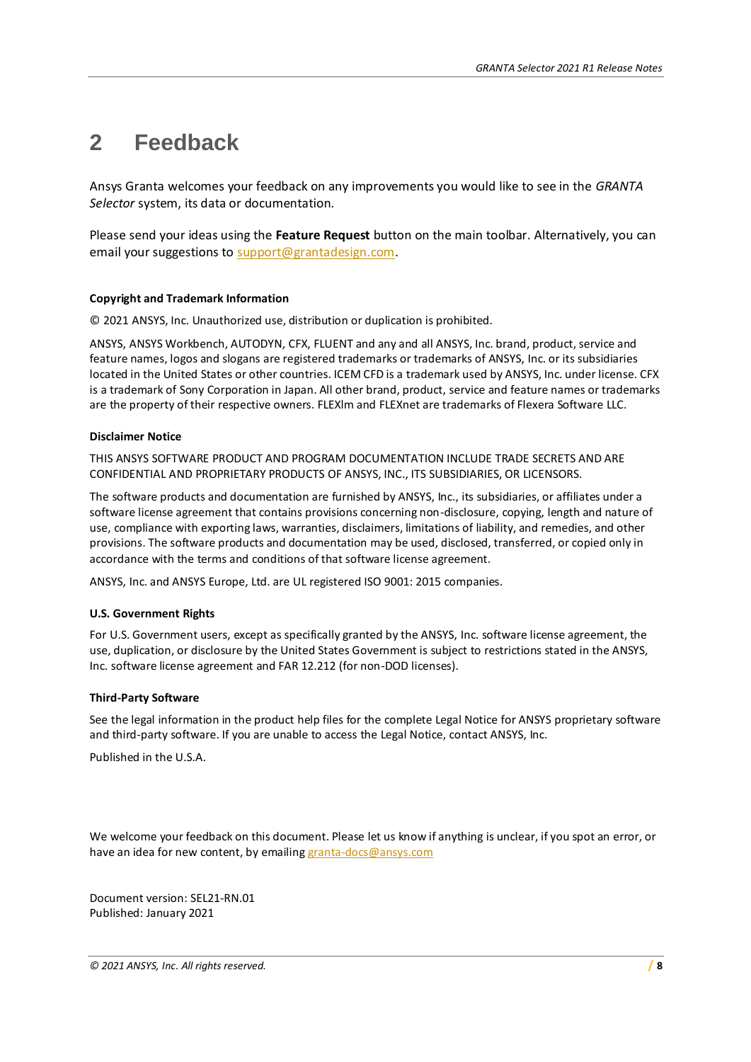# 2 Feedback

Ansys Granta welcomes your feedback on any improvements you would like to see in the *GRANTA Selector* system, its data or documentation.

Please send your ideas using the **Feature Request** button on the main toolbar. Alternatively, you can email your suggestions to support@grantadesign.com.

**Copyright and Trademark Information**

© 2021 ANSYS, Inc. Unauthorized use, distribution or duplication is prohibited.

ANSYS, ANSYS Workbench, AUTODYN, CFX, FLUENT and any and all ANSYS, Inc. brand, product, service and feature names, logos and slogans are registered trademarks or trademarks of ANSYS, Inc. or its subsidiaries located in the United States or other countries. ICEM CFD is a trademark used by ANSYS, Inc. under license. CFX is a trademark of Sony Corporation in Japan. All other brand, product, service and feature names or trademarks are the property of their respective owners. FLEXlm and FLEXnet are trademarks of Flexera Software LLC.

**Disclaimer Notice**

THIS ANSYS SOFTWARE PRODUCT AND PROGRAM DOCUMENTATION INCLUDE TRADE SECRETS AND ARE CONFIDENTIAL AND PROPRIETARY PRODUCTS OF ANSYS, INC., ITS SUBSIDIARIES, OR LICENSORS.

The software products and documentation are furnished by ANSYS, Inc., its subsidiaries, or affiliates under a software license agreement that contains provisions concerning non-disclosure, copying, length and nature of use, compliance with exporting laws, warranties, disclaimers, limitations of liability, and remedies, and other provisions. The software products and documentation may be used, disclosed, transferred, or copied only in accordance with the terms and conditions of that software license agreement.

ANSYS, Inc. and ANSYS Europe, Ltd. are UL registered ISO 9001: 2015 companies.

**U.S. Government Rights**

For U.S. Government users, except as specifically granted by the ANSYS, Inc. software license agreement, the use, duplication, or disclosure by the United States Government is subject to restrictions stated in the ANSYS, Inc. software license agreement and FAR 12.212 (for non-DOD licenses).

**Third-Party Software**

See the legal information in the product help files for the complete Legal Notice for ANSYS proprietary software and third-party software. If you are unable to access the Legal Notice, contact ANSYS, Inc.

Published in the U.S.A.

We welcome your feedback on this document. Please let us know if anything is unclear, if you spot an error, or have an idea for new content, by emailing granta-docs@ansys.com

Document version: SEL21-RN.01
Published: January 2021